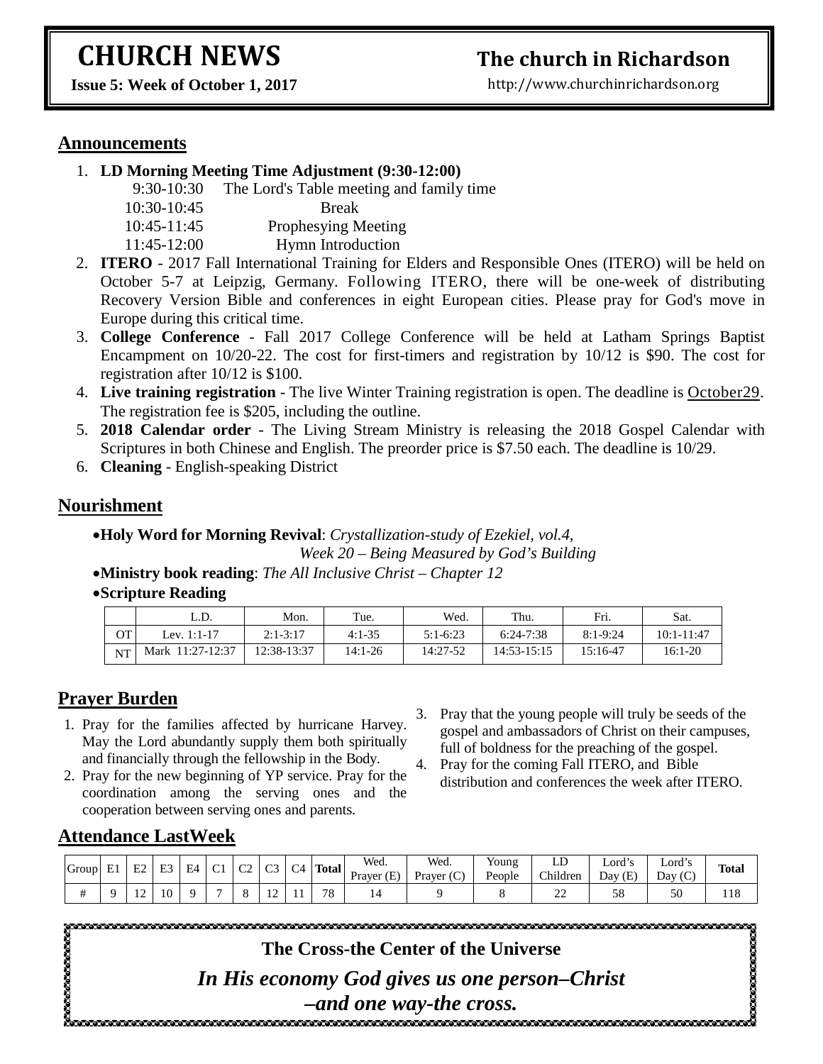# CHURCH NEWS

**Issue 5: Week of October 1, 2017**

# The church in Richardson

http://www.churchinrichardson.org

## Announcements

1. **LD Morning Meeting Time Adjustment (9:30-12:00)**
   - 9:30-10:30 The Lord's Table meeting and family time
   - 10:30-10:45 Break
   - 10:45-11:45 Prophesying Meeting
   - 11:45-12:00 Hymn Introduction
2. **ITERO** - 2017 Fall International Training for Elders and Responsible Ones (ITERO) will be held on October 5-7 at Leipzig, Germany. Following ITERO, there will be one-week of distributing Recovery Version Bible and conferences in eight European cities. Please pray for God's move in Europe during this critical time.
3. **College Conference** - Fall 2017 College Conference will be held at Latham Springs Baptist Encampment on 10/20-22. The cost for first-timers and registration by 10/12 is $90. The cost for registration after 10/12 is $100.
4. **Live training registration** - The live Winter Training registration is open. The deadline is October29. The registration fee is $205, including the outline.
5. **2018 Calendar order** - The Living Stream Ministry is releasing the 2018 Gospel Calendar with Scriptures in both Chinese and English. The preorder price is $7.50 each. The deadline is 10/29.
6. **Cleaning** - English-speaking District

## Nourishment

- **Holy Word for Morning Revival**: *Crystallization-study of Ezekiel, vol.4, Week 20 – Being Measured by God's Building*
- **Ministry book reading**: *The All Inclusive Christ – Chapter 12*
- **Scripture Reading**

| | L.D. | Mon. | Tue. | Wed. | Thu. | Fri. | Sat. |
|---|---|---|---|---|---|---|---|
| OT | Lev. 1:1-17 | 2:1-3:17 | 4:1-35 | 5:1-6:23 | 6:24-7:38 | 8:1-9:24 | 10:1-11:47 |
| NT | Mark 11:27-12:37 | 12:38-13:37 | 14:1-26 | 14:27-52 | 14:53-15:15 | 15:16-47 | 16:1-20 |

## Prayer Burden

1. Pray for the families affected by hurricane Harvey. May the Lord abundantly supply them both spiritually and financially through the fellowship in the Body.
2. Pray for the new beginning of YP service. Pray for the coordination among the serving ones and the cooperation between serving ones and parents.
3. Pray that the young people will truly be seeds of the gospel and ambassadors of Christ on their campuses, full of boldness for the preaching of the gospel.
4. Pray for the coming Fall ITERO, and Bible distribution and conferences the week after ITERO.

## Attendance LastWeek

| Group | E1 | E2 | E3 | E4 | C1 | C2 | C3 | C4 | Total | Wed. Prayer (E) | Wed. Prayer (C) | Young People | LD Children | Lord's Day (E) | Lord's Day (C) | Total |
|---|---|---|---|---|---|---|---|---|---|---|---|---|---|---|---|---|
| # | 9 | 12 | 10 | 9 | 7 | 8 | 12 | 11 | 78 | 14 | 9 | 8 | 22 | 58 | 50 | 118 |

**The Cross-the Center of the Universe**

***In His economy God gives us one person–Christ –and one way-the cross.***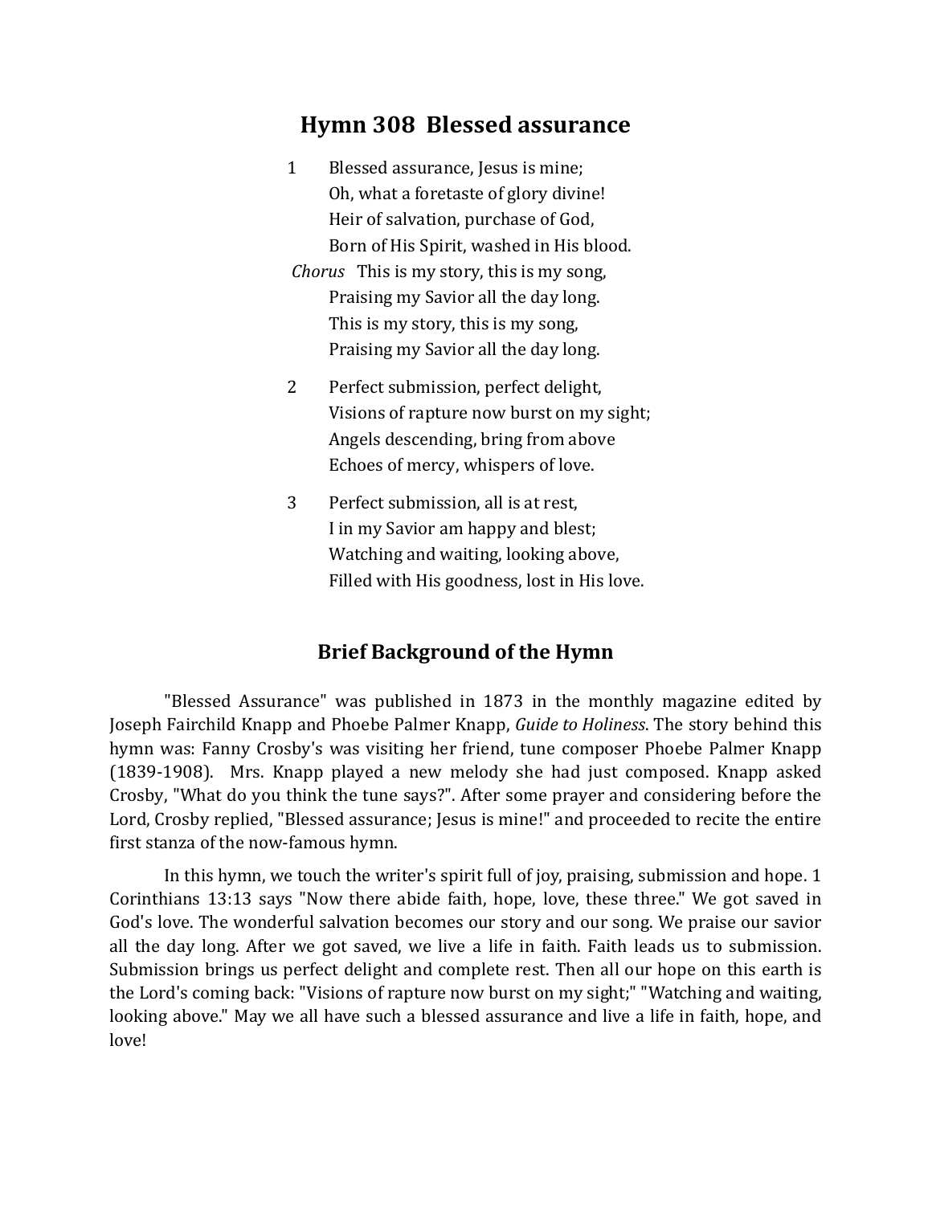## Hymn 308 Blessed assurance

1 Blessed assurance, Jesus is mine;
Oh, what a foretaste of glory divine!
Heir of salvation, purchase of God,
Born of His Spirit, washed in His blood.

*Chorus* This is my story, this is my song,
Praising my Savior all the day long.
This is my story, this is my song,
Praising my Savior all the day long.

2 Perfect submission, perfect delight,
Visions of rapture now burst on my sight;
Angels descending, bring from above
Echoes of mercy, whispers of love.

3 Perfect submission, all is at rest,
I in my Savior am happy and blest;
Watching and waiting, looking above,
Filled with His goodness, lost in His love.

## Brief Background of the Hymn

"Blessed Assurance" was published in 1873 in the monthly magazine edited by Joseph Fairchild Knapp and Phoebe Palmer Knapp, *Guide to Holiness*. The story behind this hymn was: Fanny Crosby's was visiting her friend, tune composer Phoebe Palmer Knapp (1839-1908). Mrs. Knapp played a new melody she had just composed. Knapp asked Crosby, "What do you think the tune says?". After some prayer and considering before the Lord, Crosby replied, "Blessed assurance; Jesus is mine!" and proceeded to recite the entire first stanza of the now-famous hymn.

In this hymn, we touch the writer's spirit full of joy, praising, submission and hope. 1 Corinthians 13:13 says "Now there abide faith, hope, love, these three." We got saved in God's love. The wonderful salvation becomes our story and our song. We praise our savior all the day long. After we got saved, we live a life in faith. Faith leads us to submission. Submission brings us perfect delight and complete rest. Then all our hope on this earth is the Lord's coming back: "Visions of rapture now burst on my sight;" "Watching and waiting, looking above." May we all have such a blessed assurance and live a life in faith, hope, and love!